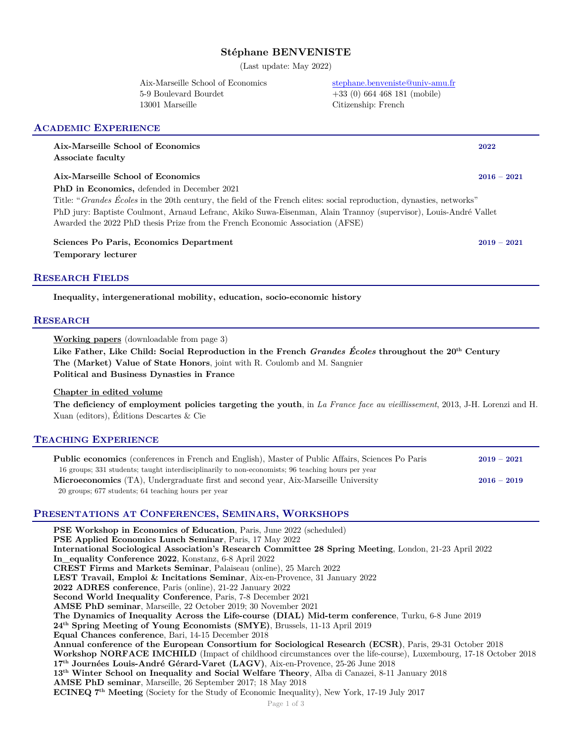# Stéphane BENVENISTE

(Last update: May 2022)

Aix-Marseille School of Economics
5-9 Boulevard Bourdet
13001 Marseille

stephane.benveniste@univ-amu.fr
+33 (0) 664 468 181 (mobile)
Citizenship: French

## Academic Experience

**Aix-Marseille School of Economics** — **2022**
**Associate faculty**

**Aix-Marseille School of Economics** — **2016 – 2021**
**PhD in Economics,** defended in December 2021
Title: "*Grandes Écoles* in the 20th century, the field of the French elites: social reproduction, dynasties, networks"
PhD jury: Baptiste Coulmont, Arnaud Lefranc, Akiko Suwa-Eisenman, Alain Trannoy (supervisor), Louis-André Vallet
Awarded the 2022 PhD thesis Prize from the French Economic Association (AFSE)

**Sciences Po Paris, Economics Department** — **2019 – 2021**
**Temporary lecturer**

## Research Fields

**Inequality, intergenerational mobility, education, socio-economic history**

## Research

Working papers (downloadable from page 3)

**Like Father, Like Child: Social Reproduction in the French *Grandes Écoles* throughout the 20th Century**
**The (Market) Value of State Honors**, joint with R. Coulomb and M. Sangnier
**Political and Business Dynasties in France**

Chapter in edited volume

**The deficiency of employment policies targeting the youth**, in *La France face au vieillissement*, 2013, J-H. Lorenzi and H. Xuan (editors), Éditions Descartes & Cie

## Teaching Experience

**Public economics** (conferences in French and English), Master of Public Affairs, Sciences Po Paris — **2019 – 2021**
16 groups; 331 students; taught interdisciplinarily to non-economists; 96 teaching hours per year

**Microeconomics** (TA), Undergraduate first and second year, Aix-Marseille University — **2016 – 2019**
20 groups; 677 students; 64 teaching hours per year

## Presentations at Conferences, Seminars, Workshops

**PSE Workshop in Economics of Education**, Paris, June 2022 (scheduled)
**PSE Applied Economics Lunch Seminar**, Paris, 17 May 2022
**International Sociological Association's Research Committee 28 Spring Meeting**, London, 21-23 April 2022
**In_equality Conference 2022**, Konstanz, 6-8 April 2022
**CREST Firms and Markets Seminar**, Palaiseau (online), 25 March 2022
**LEST Travail, Emploi & Incitations Seminar**, Aix-en-Provence, 31 January 2022
**2022 ADRES conference**, Paris (online), 21-22 January 2022
**Second World Inequality Conference**, Paris, 7-8 December 2021
**AMSE PhD seminar**, Marseille, 22 October 2019; 30 November 2021
**The Dynamics of Inequality Across the Life-course (DIAL) Mid-term conference**, Turku, 6-8 June 2019
**24th Spring Meeting of Young Economists (SMYE)**, Brussels, 11-13 April 2019
**Equal Chances conference**, Bari, 14-15 December 2018
**Annual conference of the European Consortium for Sociological Research (ECSR)**, Paris, 29-31 October 2018
**Workshop NORFACE IMCHILD** (Impact of childhood circumstances over the life-course), Luxembourg, 17-18 October 2018
**17th Journées Louis-André Gérard-Varet (LAGV)**, Aix-en-Provence, 25-26 June 2018
**13th Winter School on Inequality and Social Welfare Theory**, Alba di Canazei, 8-11 January 2018
**AMSE PhD seminar**, Marseille, 26 September 2017; 18 May 2018
**ECINEQ 7th Meeting** (Society for the Study of Economic Inequality), New York, 17-19 July 2017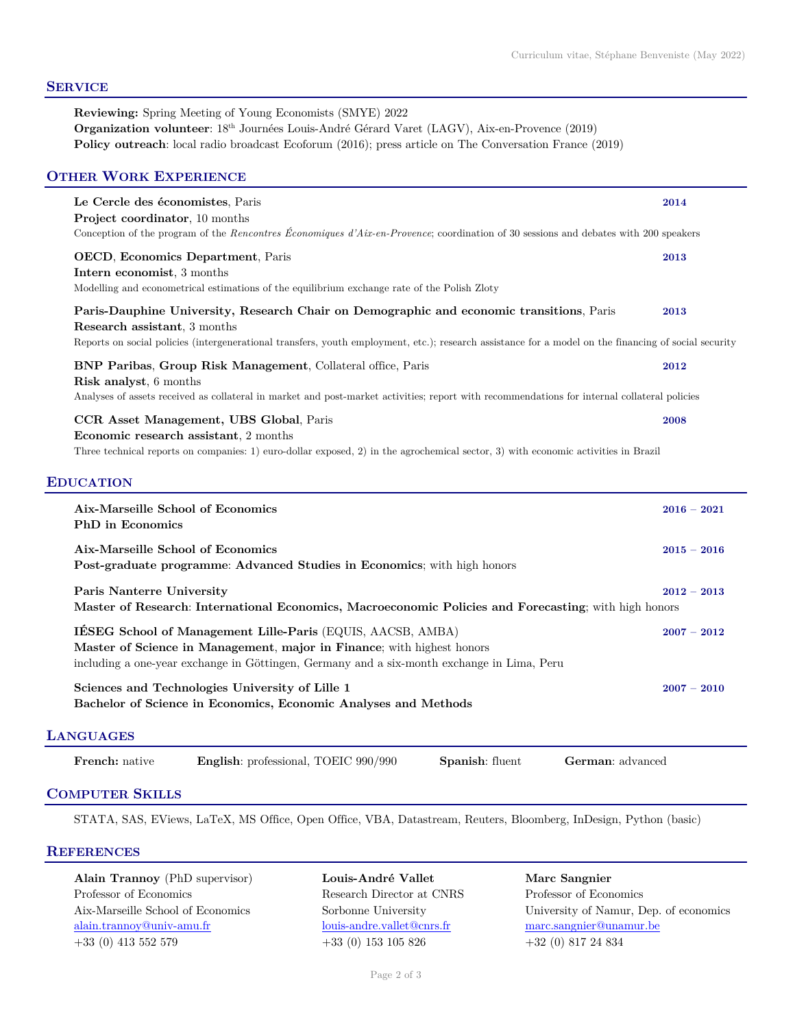## Service

**Reviewing:** Spring Meeting of Young Economists (SMYE) 2022
**Organization volunteer**: 18th Journées Louis-André Gérard Varet (LAGV), Aix-en-Provence (2019)
**Policy outreach**: local radio broadcast Ecoforum (2016); press article on The Conversation France (2019)

## Other Work Experience

**Le Cercle des économistes**, Paris — **2014**
**Project coordinator**, 10 months
Conception of the program of the *Rencontres Économiques d'Aix-en-Provence*; coordination of 30 sessions and debates with 200 speakers

**OECD**, **Economics Department**, Paris — **2013**
**Intern economist**, 3 months
Modelling and econometrical estimations of the equilibrium exchange rate of the Polish Zloty

**Paris-Dauphine University, Research Chair on Demographic and economic transitions**, Paris — **2013**
**Research assistant**, 3 months
Reports on social policies (intergenerational transfers, youth employment, etc.); research assistance for a model on the financing of social security

**BNP Paribas**, **Group Risk Management**, Collateral office, Paris — **2012**
**Risk analyst**, 6 months
Analyses of assets received as collateral in market and post-market activities; report with recommendations for internal collateral policies

**CCR Asset Management, UBS Global**, Paris — **2008**
**Economic research assistant**, 2 months
Three technical reports on companies: 1) euro-dollar exposed, 2) in the agrochemical sector, 3) with economic activities in Brazil

## Education

**Aix-Marseille School of Economics** — **2016 – 2021**
**PhD in Economics**

**Aix-Marseille School of Economics** — **2015 – 2016**
**Post-graduate programme**: **Advanced Studies in Economics**; with high honors

**Paris Nanterre University** — **2012 – 2013**
**Master of Research**: **International Economics, Macroeconomic Policies and Forecasting**; with high honors

**IÉSEG School of Management Lille-Paris** (EQUIS, AACSB, AMBA) — **2007 – 2012**
**Master of Science in Management**, **major in Finance**; with highest honors
including a one-year exchange in Göttingen, Germany and a six-month exchange in Lima, Peru

**Sciences and Technologies University of Lille 1** — **2007 – 2010**
**Bachelor of Science in Economics, Economic Analyses and Methods**

## Languages

**French:** native | **English**: professional, TOEIC 990/990 | **Spanish**: fluent | **German**: advanced

## Computer Skills

STATA, SAS, EViews, LaTeX, MS Office, Open Office, VBA, Datastream, Reuters, Bloomberg, InDesign, Python (basic)

## References

**Alain Trannoy** (PhD supervisor)
Professor of Economics
Aix-Marseille School of Economics
alain.trannoy@univ-amu.fr
+33 (0) 413 552 579

**Louis-André Vallet**
Research Director at CNRS
Sorbonne University
louis-andre.vallet@cnrs.fr
+33 (0) 153 105 826

**Marc Sangnier**
Professor of Economics
University of Namur, Dep. of economics
marc.sangnier@unamur.be
+32 (0) 817 24 834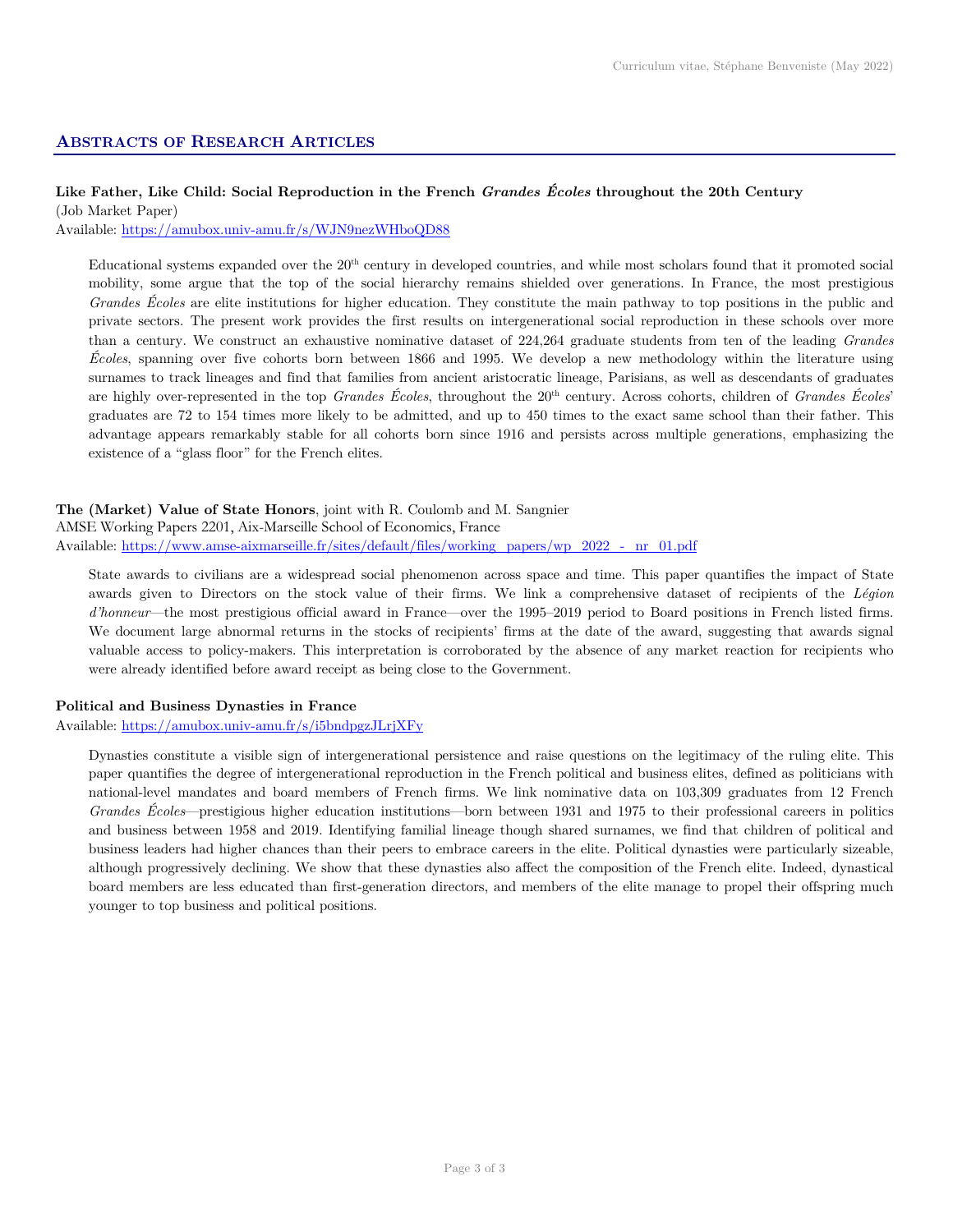## Abstracts of Research Articles

**Like Father, Like Child: Social Reproduction in the French *Grandes Écoles* throughout the 20th Century**
(Job Market Paper)
Available: https://amubox.univ-amu.fr/s/WJN9nezWHboQD88

> Educational systems expanded over the 20th century in developed countries, and while most scholars found that it promoted social mobility, some argue that the top of the social hierarchy remains shielded over generations. In France, the most prestigious *Grandes Écoles* are elite institutions for higher education. They constitute the main pathway to top positions in the public and private sectors. The present work provides the first results on intergenerational social reproduction in these schools over more than a century. We construct an exhaustive nominative dataset of 224,264 graduate students from ten of the leading *Grandes Écoles*, spanning over five cohorts born between 1866 and 1995. We develop a new methodology within the literature using surnames to track lineages and find that families from ancient aristocratic lineage, Parisians, as well as descendants of graduates are highly over-represented in the top *Grandes Écoles*, throughout the 20th century. Across cohorts, children of *Grandes Écoles*' graduates are 72 to 154 times more likely to be admitted, and up to 450 times to the exact same school than their father. This advantage appears remarkably stable for all cohorts born since 1916 and persists across multiple generations, emphasizing the existence of a "glass floor" for the French elites.

**The (Market) Value of State Honors**, joint with R. Coulomb and M. Sangnier
AMSE Working Papers 2201, Aix-Marseille School of Economics, France
Available: https://www.amse-aixmarseille.fr/sites/default/files/working_papers/wp_2022_-_nr_01.pdf

> State awards to civilians are a widespread social phenomenon across space and time. This paper quantifies the impact of State awards given to Directors on the stock value of their firms. We link a comprehensive dataset of recipients of the *Légion d'honneur*—the most prestigious official award in France—over the 1995–2019 period to Board positions in French listed firms. We document large abnormal returns in the stocks of recipients' firms at the date of the award, suggesting that awards signal valuable access to policy-makers. This interpretation is corroborated by the absence of any market reaction for recipients who were already identified before award receipt as being close to the Government.

**Political and Business Dynasties in France**
Available: https://amubox.univ-amu.fr/s/i5bndpgzJLrjXFy

> Dynasties constitute a visible sign of intergenerational persistence and raise questions on the legitimacy of the ruling elite. This paper quantifies the degree of intergenerational reproduction in the French political and business elites, defined as politicians with national-level mandates and board members of French firms. We link nominative data on 103,309 graduates from 12 French *Grandes Écoles*—prestigious higher education institutions—born between 1931 and 1975 to their professional careers in politics and business between 1958 and 2019. Identifying familial lineage though shared surnames, we find that children of political and business leaders had higher chances than their peers to embrace careers in the elite. Political dynasties were particularly sizeable, although progressively declining. We show that these dynasties also affect the composition of the French elite. Indeed, dynastical board members are less educated than first-generation directors, and members of the elite manage to propel their offspring much younger to top business and political positions.